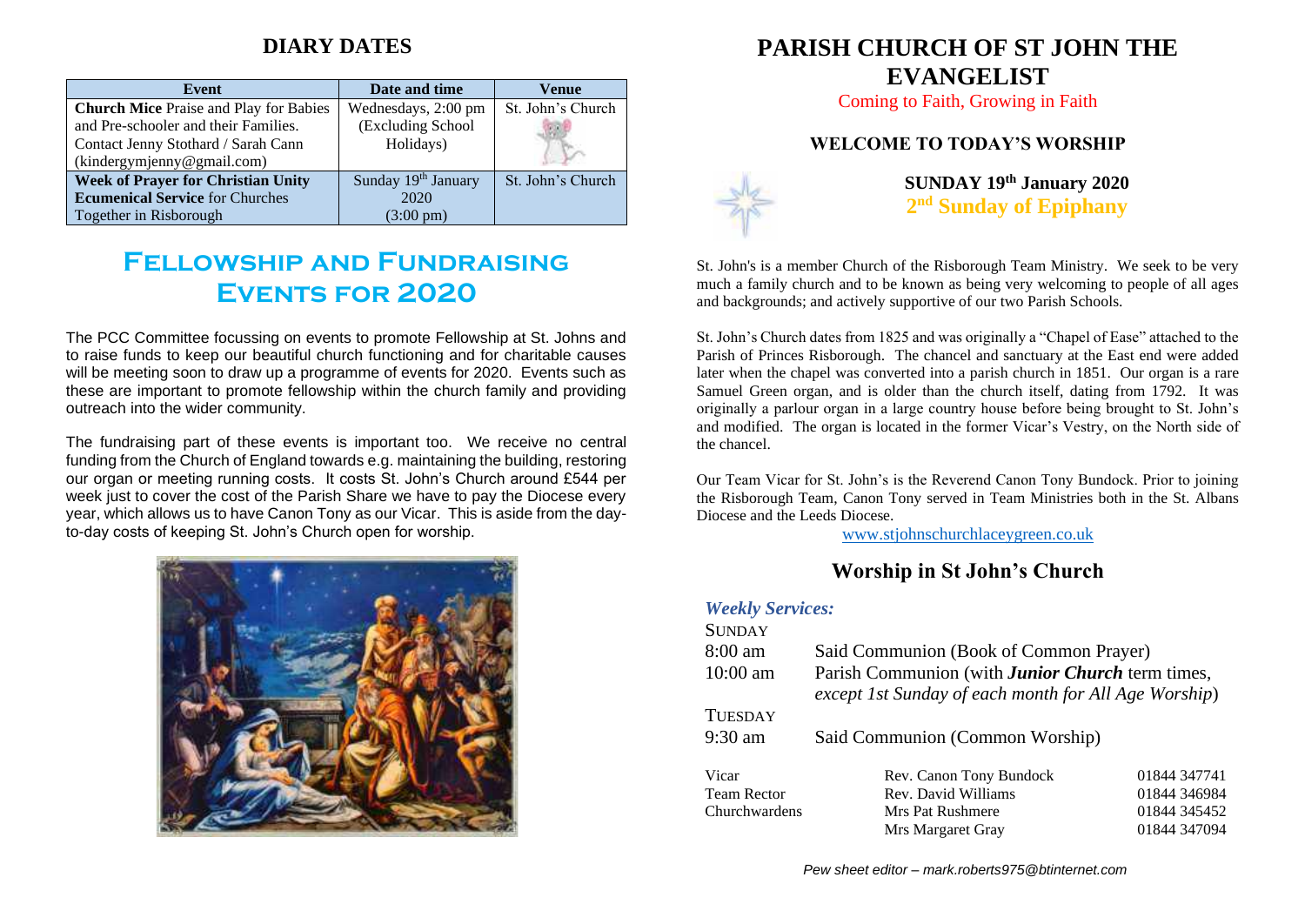## DIARY DATES

| Event | Date and time | Venue |
|---|---|---|
| **Church Mice** Praise and Play for Babies and Pre-schooler and their Families. Contact Jenny Stothard / Sarah Cann (kindergymjenny@gmail.com) | Wednesdays, 2:00 pm (Excluding School Holidays) | St. John's Church |
| **Week of Prayer for Christian Unity Ecumenical Service** for Churches Together in Risborough | Sunday 19th January 2020 (3:00 pm) | St. John's Church |

# Fellowship and Fundraising Events for 2020

The PCC Committee focussing on events to promote Fellowship at St. Johns and to raise funds to keep our beautiful church functioning and for charitable causes will be meeting soon to draw up a programme of events for 2020. Events such as these are important to promote fellowship within the church family and providing outreach into the wider community.

The fundraising part of these events is important too. We receive no central funding from the Church of England towards e.g. maintaining the building, restoring our organ or meeting running costs. It costs St. John's Church around £544 per week just to cover the cost of the Parish Share we have to pay the Diocese every year, which allows us to have Canon Tony as our Vicar. This is aside from the day-to-day costs of keeping St. John's Church open for worship.

# PARISH CHURCH OF ST JOHN THE EVANGELIST

Coming to Faith, Growing in Faith

### WELCOME TO TODAY'S WORSHIP

**SUNDAY 19th January 2020**
**2nd Sunday of Epiphany**

St. John's is a member Church of the Risborough Team Ministry. We seek to be very much a family church and to be known as being very welcoming to people of all ages and backgrounds; and actively supportive of our two Parish Schools.

St. John's Church dates from 1825 and was originally a "Chapel of Ease" attached to the Parish of Princes Risborough. The chancel and sanctuary at the East end were added later when the chapel was converted into a parish church in 1851. Our organ is a rare Samuel Green organ, and is older than the church itself, dating from 1792. It was originally a parlour organ in a large country house before being brought to St. John's and modified. The organ is located in the former Vicar's Vestry, on the North side of the chancel.

Our Team Vicar for St. John's is the Reverend Canon Tony Bundock. Prior to joining the Risborough Team, Canon Tony served in Team Ministries both in the St. Albans Diocese and the Leeds Diocese.

www.stjohnschurchlaceygreen.co.uk

## Worship in St John's Church

***Weekly Services:***

SUNDAY

| | |
|---|---|
| 8:00 am | Said Communion (Book of Common Prayer) |
| 10:00 am | Parish Communion (with ***Junior Church*** term times, *except 1st Sunday of each month for All Age Worship*) |

TUESDAY

| | |
|---|---|
| 9:30 am | Said Communion (Common Worship) |

| | | |
|---|---|---|
| Vicar | Rev. Canon Tony Bundock | 01844 347741 |
| Team Rector | Rev. David Williams | 01844 346984 |
| Churchwardens | Mrs Pat Rushmere | 01844 345452 |
| | Mrs Margaret Gray | 01844 347094 |

*Pew sheet editor – mark.roberts975@btinternet.com*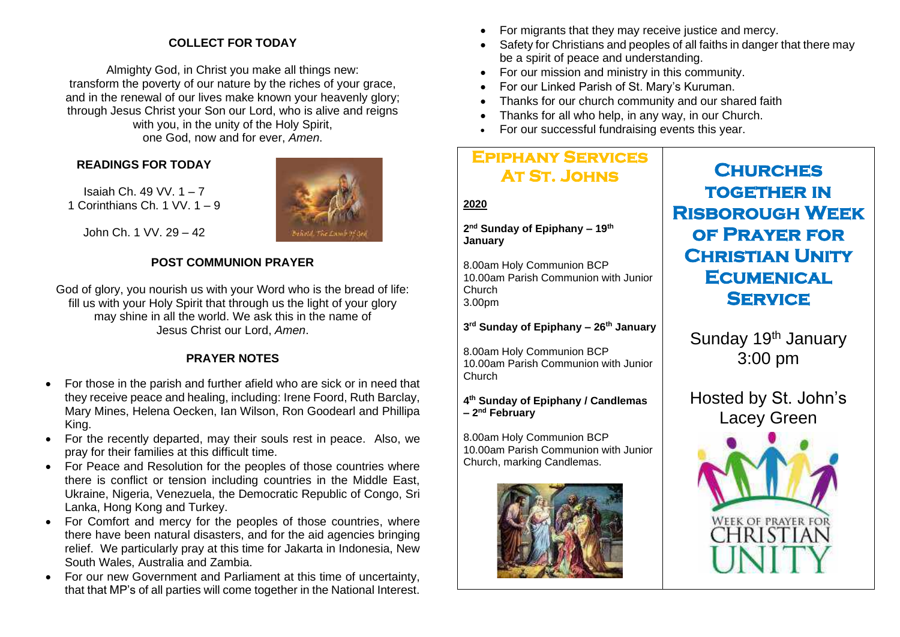## COLLECT FOR TODAY

Almighty God, in Christ you make all things new:
transform the poverty of our nature by the riches of your grace,
and in the renewal of our lives make known your heavenly glory;
through Jesus Christ your Son our Lord, who is alive and reigns
with you, in the unity of the Holy Spirit,
one God, now and for ever, *Amen.*

## READINGS FOR TODAY

Isaiah Ch. 49 VV. 1 – 7
1 Corinthians Ch. 1 VV. 1 – 9

John Ch. 1 VV. 29 – 42

Behold, The Lamb of God

## POST COMMUNION PRAYER

God of glory, you nourish us with your Word who is the bread of life:
fill us with your Holy Spirit that through us the light of your glory
may shine in all the world. We ask this in the name of
Jesus Christ our Lord, *Amen*.

## PRAYER NOTES

- For those in the parish and further afield who are sick or in need that they receive peace and healing, including: Irene Foord, Ruth Barclay, Mary Mines, Helena Oecken, Ian Wilson, Ron Goodearl and Phillipa King.
- For the recently departed, may their souls rest in peace. Also, we pray for their families at this difficult time.
- For Peace and Resolution for the peoples of those countries where there is conflict or tension including countries in the Middle East, Ukraine, Nigeria, Venezuela, the Democratic Republic of Congo, Sri Lanka, Hong Kong and Turkey.
- For Comfort and mercy for the peoples of those countries, where there have been natural disasters, and for the aid agencies bringing relief. We particularly pray at this time for Jakarta in Indonesia, New South Wales, Australia and Zambia.
- For our new Government and Parliament at this time of uncertainty, that that MP's of all parties will come together in the National Interest.
- For migrants that they may receive justice and mercy.
- Safety for Christians and peoples of all faiths in danger that there may be a spirit of peace and understanding.
- For our mission and ministry in this community.
- For our Linked Parish of St. Mary's Kuruman.
- Thanks for our church community and our shared faith
- Thanks for all who help, in any way, in our Church.
- For our successful fundraising events this year.

## Epiphany Services At St. Johns

**2020**

**2nd Sunday of Epiphany – 19th January**

8.00am Holy Communion BCP
10.00am Parish Communion with Junior Church
3.00pm

**3rd Sunday of Epiphany – 26th January**

8.00am Holy Communion BCP
10.00am Parish Communion with Junior Church

**4th Sunday of Epiphany / Candlemas – 2nd February**

8.00am Holy Communion BCP
10.00am Parish Communion with Junior Church, marking Candlemas.

## Churches together in Risborough Week of Prayer for Christian Unity Ecumenical Service

Sunday 19th January
3:00 pm

Hosted by St. John's Lacey Green

WEEK OF PRAYER FOR CHRISTIAN UNITY